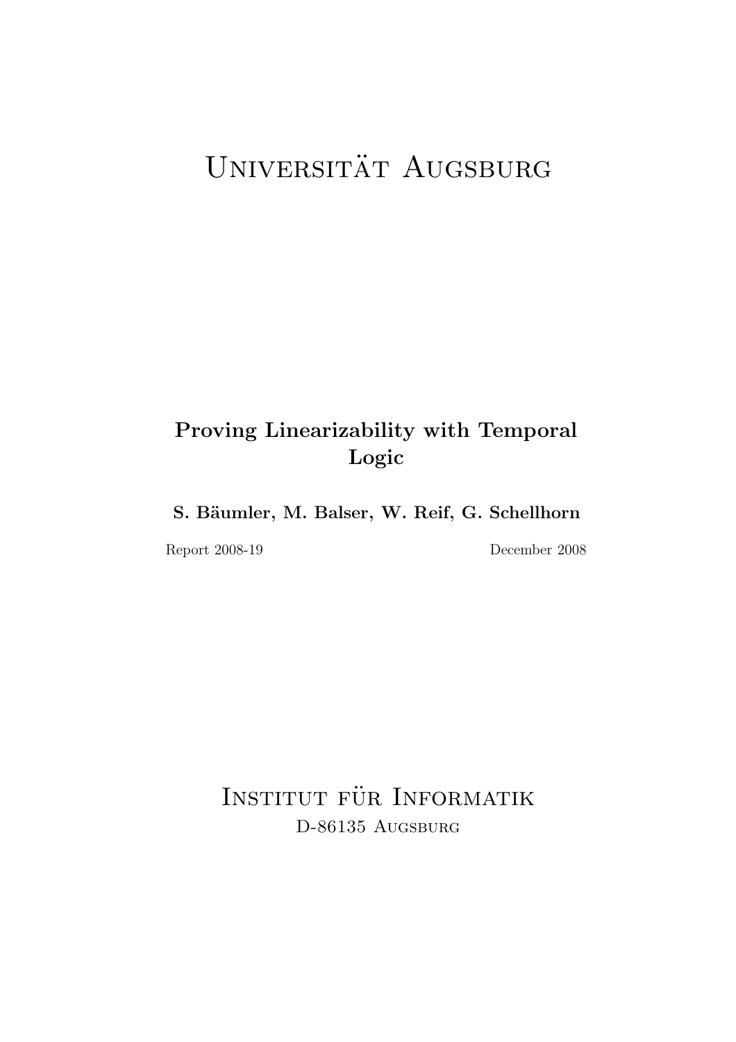# Universität Augsburg

## Proving Linearizability with Temporal Logic

**S. Bäumler, M. Balser, W. Reif, G. Schellhorn**

Report 2008-19 December 2008

Institut für Informatik
D-86135 Augsburg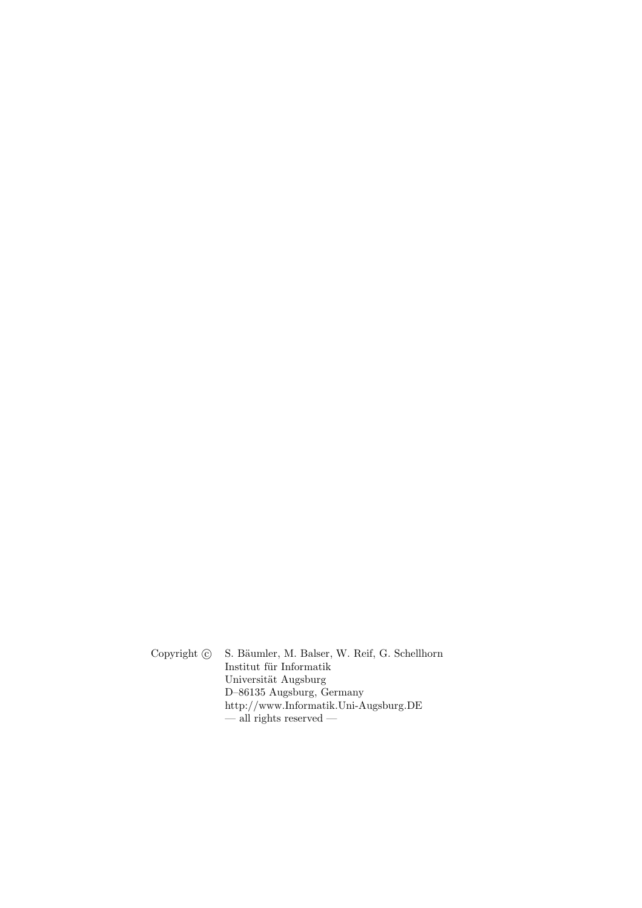Copyright © S. Bäumler, M. Balser, W. Reif, G. Schellhorn
Institut für Informatik
Universität Augsburg
D–86135 Augsburg, Germany
http://www.Informatik.Uni-Augsburg.DE
— all rights reserved —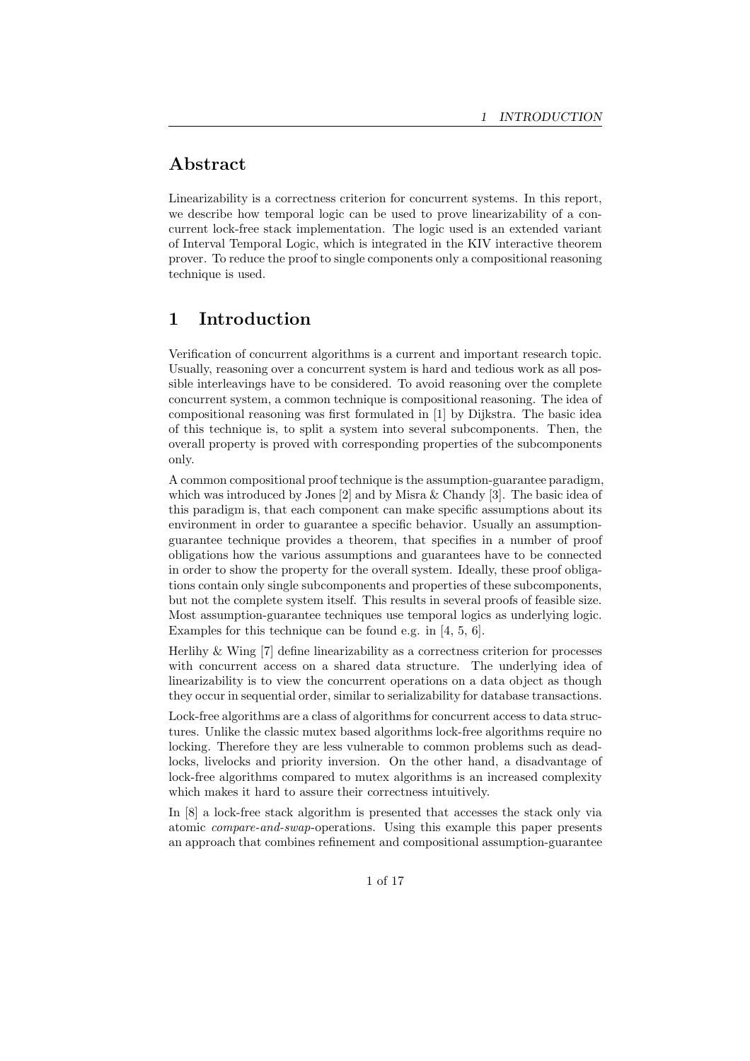## Abstract

Linearizability is a correctness criterion for concurrent systems. In this report, we describe how temporal logic can be used to prove linearizability of a concurrent lock-free stack implementation. The logic used is an extended variant of Interval Temporal Logic, which is integrated in the KIV interactive theorem prover. To reduce the proof to single components only a compositional reasoning technique is used.

# 1 Introduction

Verification of concurrent algorithms is a current and important research topic. Usually, reasoning over a concurrent system is hard and tedious work as all possible interleavings have to be considered. To avoid reasoning over the complete concurrent system, a common technique is compositional reasoning. The idea of compositional reasoning was first formulated in [1] by Dijkstra. The basic idea of this technique is, to split a system into several subcomponents. Then, the overall property is proved with corresponding properties of the subcomponents only.

A common compositional proof technique is the assumption-guarantee paradigm, which was introduced by Jones [2] and by Misra & Chandy [3]. The basic idea of this paradigm is, that each component can make specific assumptions about its environment in order to guarantee a specific behavior. Usually an assumption-guarantee technique provides a theorem, that specifies in a number of proof obligations how the various assumptions and guarantees have to be connected in order to show the property for the overall system. Ideally, these proof obligations contain only single subcomponents and properties of these subcomponents, but not the complete system itself. This results in several proofs of feasible size. Most assumption-guarantee techniques use temporal logics as underlying logic. Examples for this technique can be found e.g. in [4, 5, 6].

Herlihy & Wing [7] define linearizability as a correctness criterion for processes with concurrent access on a shared data structure. The underlying idea of linearizability is to view the concurrent operations on a data object as though they occur in sequential order, similar to serializability for database transactions.

Lock-free algorithms are a class of algorithms for concurrent access to data structures. Unlike the classic mutex based algorithms lock-free algorithms require no locking. Therefore they are less vulnerable to common problems such as deadlocks, livelocks and priority inversion. On the other hand, a disadvantage of lock-free algorithms compared to mutex algorithms is an increased complexity which makes it hard to assure their correctness intuitively.

In [8] a lock-free stack algorithm is presented that accesses the stack only via atomic *compare-and-swap*-operations. Using this example this paper presents an approach that combines refinement and compositional assumption-guarantee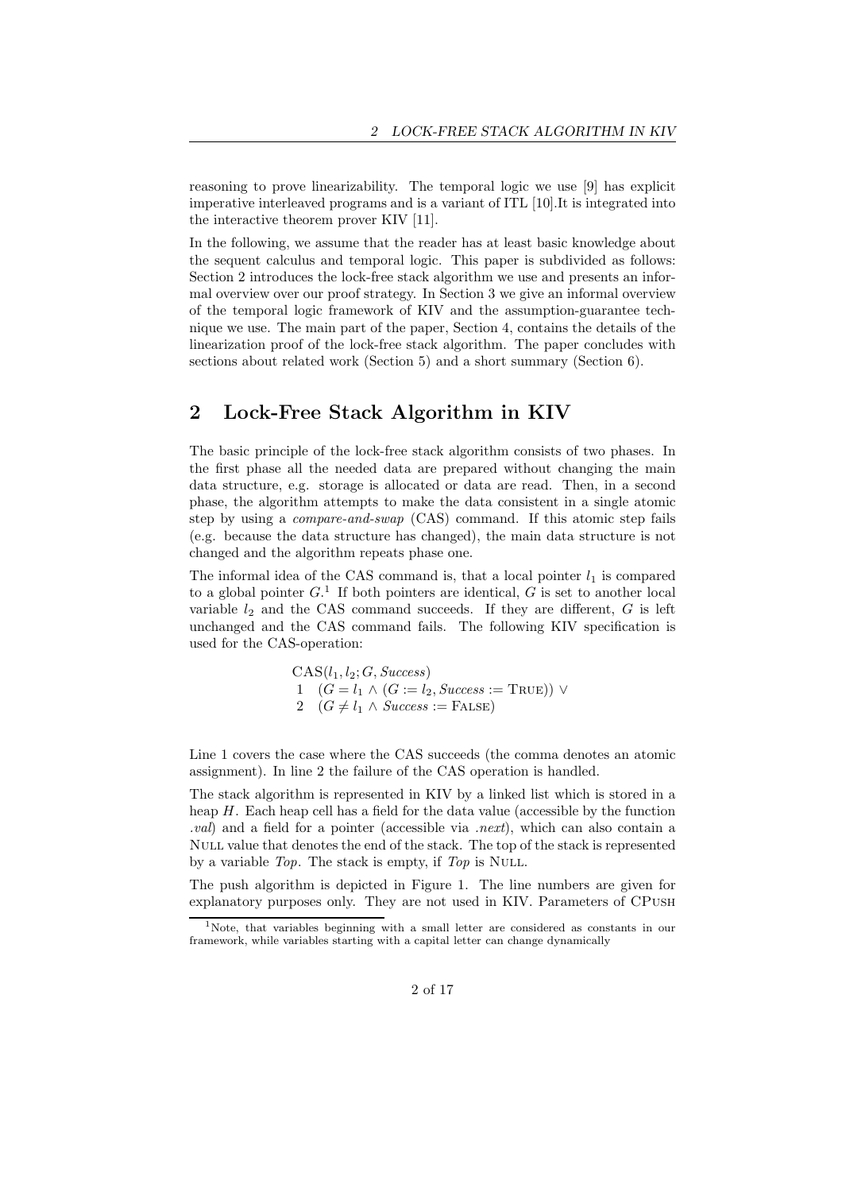reasoning to prove linearizability. The temporal logic we use [9] has explicit imperative interleaved programs and is a variant of ITL [10].It is integrated into the interactive theorem prover KIV [11].

In the following, we assume that the reader has at least basic knowledge about the sequent calculus and temporal logic. This paper is subdivided as follows: Section 2 introduces the lock-free stack algorithm we use and presents an informal overview over our proof strategy. In Section 3 we give an informal overview of the temporal logic framework of KIV and the assumption-guarantee technique we use. The main part of the paper, Section 4, contains the details of the linearization proof of the lock-free stack algorithm. The paper concludes with sections about related work (Section 5) and a short summary (Section 6).

## 2 Lock-Free Stack Algorithm in KIV

The basic principle of the lock-free stack algorithm consists of two phases. In the first phase all the needed data are prepared without changing the main data structure, e.g. storage is allocated or data are read. Then, in a second phase, the algorithm attempts to make the data consistent in a single atomic step by using a *compare-and-swap* (CAS) command. If this atomic step fails (e.g. because the data structure has changed), the main data structure is not changed and the algorithm repeats phase one.

The informal idea of the CAS command is, that a local pointer $l_1$ is compared to a global pointer $G$.[1] If both pointers are identical, $G$ is set to another local variable $l_2$ and the CAS command succeeds. If they are different, $G$ is left unchanged and the CAS command fails. The following KIV specification is used for the CAS-operation:

$$\begin{array}{ll} & \mathrm{CAS}(l_1, l_2; G, \mathit{Success}) \\ 1 & (G = l_1 \wedge (G := l_2, \mathit{Success} := \mathrm{TRUE})) \vee \\ 2 & (G \neq l_1 \wedge \mathit{Success} := \mathrm{FALSE}) \end{array}$$

Line 1 covers the case where the CAS succeeds (the comma denotes an atomic assignment). In line 2 the failure of the CAS operation is handled.

The stack algorithm is represented in KIV by a linked list which is stored in a heap $H$. Each heap cell has a field for the data value (accessible by the function *.val*) and a field for a pointer (accessible via *.next*), which can also contain a NULL value that denotes the end of the stack. The top of the stack is represented by a variable *Top*. The stack is empty, if *Top* is NULL.

The push algorithm is depicted in Figure 1. The line numbers are given for explanatory purposes only. They are not used in KIV. Parameters of CPUSH

[1] Note, that variables beginning with a small letter are considered as constants in our framework, while variables starting with a capital letter can change dynamically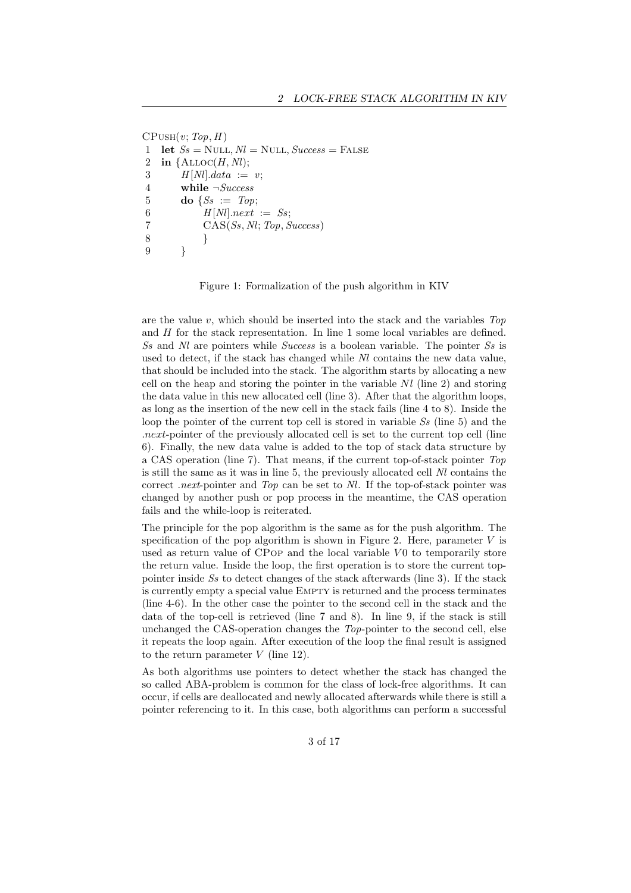```
CPush(v; Top, H)
1  let Ss = Null, Nl = Null, Success = False
2  in {Alloc(H, Nl);
3       H[Nl].data := v;
4       while ¬Success
5       do {Ss := Top;
6            H[Nl].next := Ss;
7            CAS(Ss, Nl; Top, Success)
8            }
9       }
```

Figure 1: Formalization of the push algorithm in KIV

are the value $v$, which should be inserted into the stack and the variables *Top* and $H$ for the stack representation. In line 1 some local variables are defined. *Ss* and *Nl* are pointers while *Success* is a boolean variable. The pointer *Ss* is used to detect, if the stack has changed while *Nl* contains the new data value, that should be included into the stack. The algorithm starts by allocating a new cell on the heap and storing the pointer in the variable *Nl* (line 2) and storing the data value in this new allocated cell (line 3). After that the algorithm loops, as long as the insertion of the new cell in the stack fails (line 4 to 8). Inside the loop the pointer of the current top cell is stored in variable *Ss* (line 5) and the *.next*-pointer of the previously allocated cell is set to the current top cell (line 6). Finally, the new data value is added to the top of stack data structure by a CAS operation (line 7). That means, if the current top-of-stack pointer *Top* is still the same as it was in line 5, the previously allocated cell *Nl* contains the correct *.next*-pointer and *Top* can be set to *Nl*. If the top-of-stack pointer was changed by another push or pop process in the meantime, the CAS operation fails and the while-loop is reiterated.

The principle for the pop algorithm is the same as for the push algorithm. The specification of the pop algorithm is shown in Figure 2. Here, parameter $V$ is used as return value of CPop and the local variable $V0$ to temporarily store the return value. Inside the loop, the first operation is to store the current top-pointer inside *Ss* to detect changes of the stack afterwards (line 3). If the stack is currently empty a special value Empty is returned and the process terminates (line 4-6). In the other case the pointer to the second cell in the stack and the data of the top-cell is retrieved (line 7 and 8). In line 9, if the stack is still unchanged the CAS-operation changes the *Top*-pointer to the second cell, else it repeats the loop again. After execution of the loop the final result is assigned to the return parameter $V$ (line 12).

As both algorithms use pointers to detect whether the stack has changed the so called ABA-problem is common for the class of lock-free algorithms. It can occur, if cells are deallocated and newly allocated afterwards while there is still a pointer referencing to it. In this case, both algorithms can perform a successful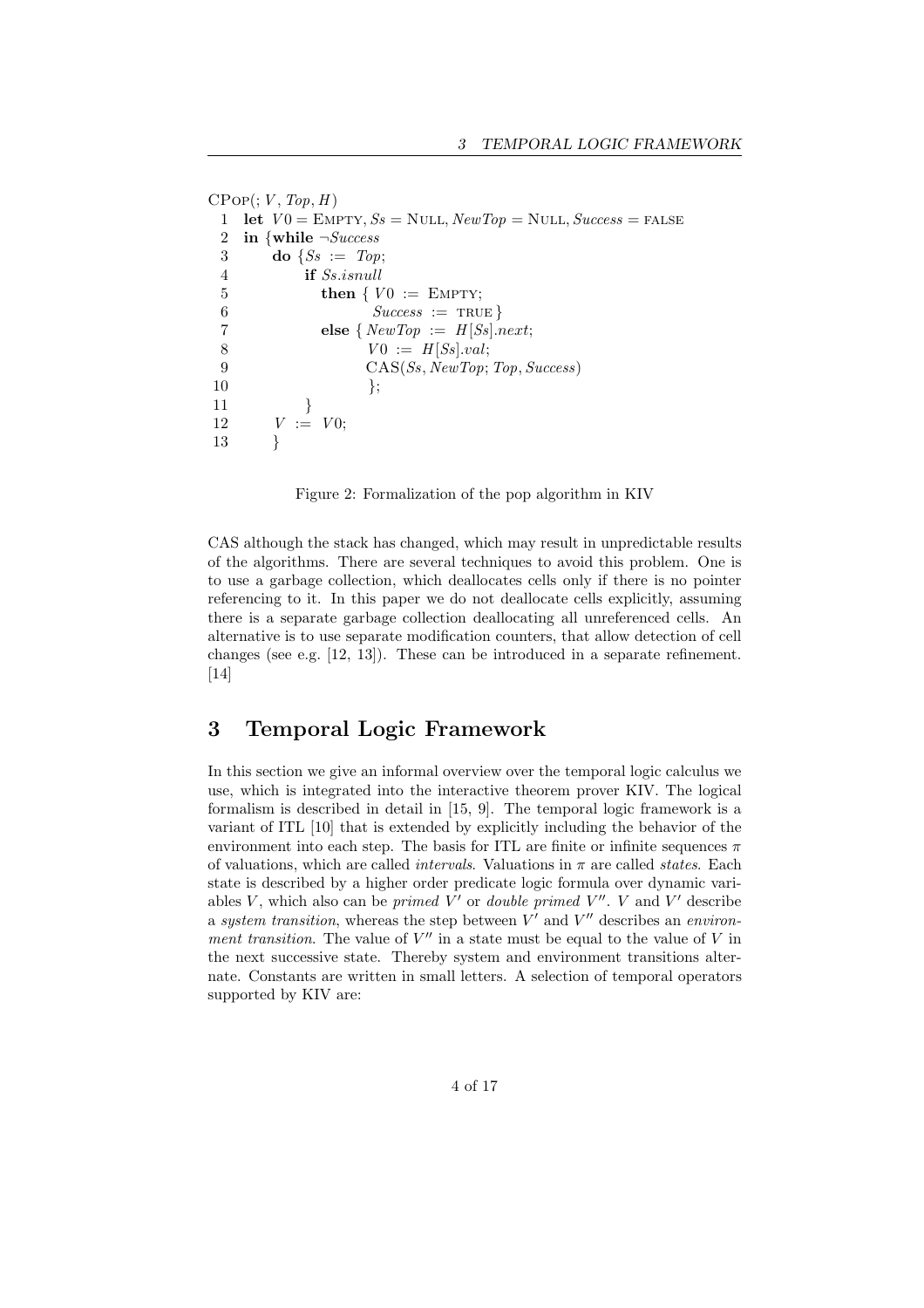```
CPop(; V, Top, H)
 1  let V0 = Empty, Ss = Null, NewTop = Null, Success = false
 2  in {while ¬Success
 3       do {Ss := Top;
 4            if Ss.isnull
 5              then { V0 := Empty;
 6                     Success := true }
 7              else { NewTop := H[Ss].next;
 8                     V0 := H[Ss].val;
 9                     CAS(Ss, NewTop; Top, Success)
10                     };
11            }
12       V := V0;
13     }
```

Figure 2: Formalization of the pop algorithm in KIV

CAS although the stack has changed, which may result in unpredictable results of the algorithms. There are several techniques to avoid this problem. One is to use a garbage collection, which deallocates cells only if there is no pointer referencing to it. In this paper we do not deallocate cells explicitly, assuming there is a separate garbage collection deallocating all unreferenced cells. An alternative is to use separate modification counters, that allow detection of cell changes (see e.g. [12, 13]). These can be introduced in a separate refinement. [14]

## 3 Temporal Logic Framework

In this section we give an informal overview over the temporal logic calculus we use, which is integrated into the interactive theorem prover KIV. The logical formalism is described in detail in [15, 9]. The temporal logic framework is a variant of ITL [10] that is extended by explicitly including the behavior of the environment into each step. The basis for ITL are finite or infinite sequences $\pi$ of valuations, which are called *intervals*. Valuations in $\pi$ are called *states*. Each state is described by a higher order predicate logic formula over dynamic variables $V$, which also can be *primed* $V'$ or *double primed* $V''$. $V$ and $V'$ describe a *system transition*, whereas the step between $V'$ and $V''$ describes an *environment transition*. The value of $V''$ in a state must be equal to the value of $V$ in the next successive state. Thereby system and environment transitions alternate. Constants are written in small letters. A selection of temporal operators supported by KIV are: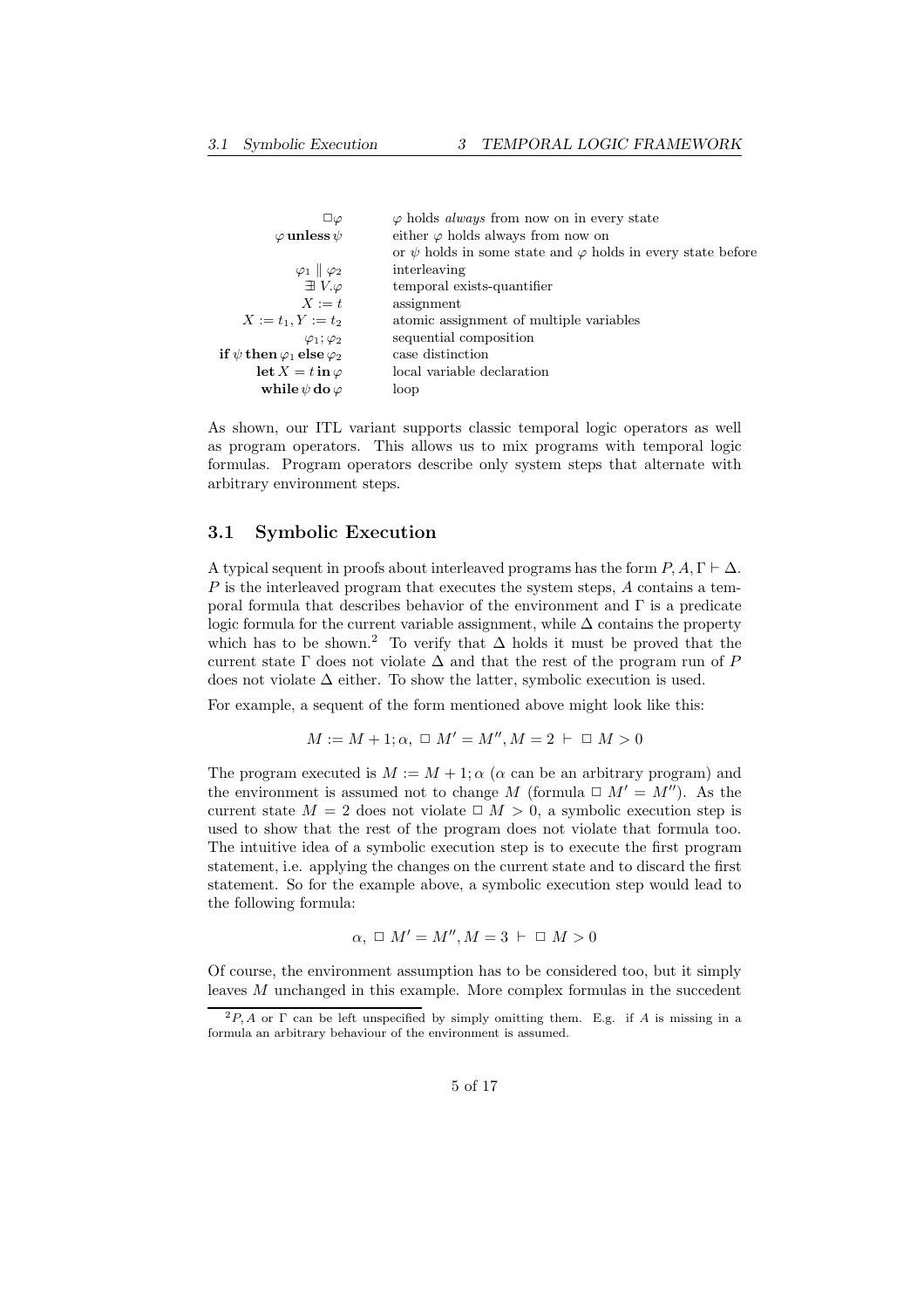| | |
|---|---|
| $\Box\varphi$ | $\varphi$ holds *always* from now on in every state |
| $\varphi\,\mathbf{unless}\,\psi$ | either $\varphi$ holds always from now on<br>or $\psi$ holds in some state and $\varphi$ holds in every state before |
| $\varphi_1 \parallel \varphi_2$ | interleaving |
| $\exists\, V.\varphi$ | temporal exists-quantifier |
| $X := t$ | assignment |
| $X := t_1, Y := t_2$ | atomic assignment of multiple variables |
| $\varphi_1; \varphi_2$ | sequential composition |
| $\mathbf{if}\,\psi\,\mathbf{then}\,\varphi_1\,\mathbf{else}\,\varphi_2$ | case distinction |
| $\mathbf{let}\,X = t\,\mathbf{in}\,\varphi$ | local variable declaration |
| $\mathbf{while}\,\psi\,\mathbf{do}\,\varphi$ | loop |

As shown, our ITL variant supports classic temporal logic operators as well as program operators. This allows us to mix programs with temporal logic formulas. Program operators describe only system steps that alternate with arbitrary environment steps.

## 3.1 Symbolic Execution

A typical sequent in proofs about interleaved programs has the form $P, A, \Gamma \vdash \Delta$. $P$ is the interleaved program that executes the system steps, $A$ contains a temporal formula that describes behavior of the environment and $\Gamma$ is a predicate logic formula for the current variable assignment, while $\Delta$ contains the property which has to be shown.[2] To verify that $\Delta$ holds it must be proved that the current state $\Gamma$ does not violate $\Delta$ and that the rest of the program run of $P$ does not violate $\Delta$ either. To show the latter, symbolic execution is used.

For example, a sequent of the form mentioned above might look like this:

$$M := M + 1; \alpha,\ \Box\ M' = M'', M = 2\ \vdash\ \Box\ M > 0$$

The program executed is $M := M + 1; \alpha$ ($\alpha$ can be an arbitrary program) and the environment is assumed not to change $M$ (formula $\Box\ M' = M''$). As the current state $M = 2$ does not violate $\Box\ M > 0$, a symbolic execution step is used to show that the rest of the program does not violate that formula too. The intuitive idea of a symbolic execution step is to execute the first program statement, i.e. applying the changes on the current state and to discard the first statement. So for the example above, a symbolic execution step would lead to the following formula:

$$\alpha,\ \Box\ M' = M'', M = 3\ \vdash\ \Box\ M > 0$$

Of course, the environment assumption has to be considered too, but it simply leaves $M$ unchanged in this example. More complex formulas in the succedent

[2] $P, A$ or $\Gamma$ can be left unspecified by simply omitting them. E.g. if $A$ is missing in a formula an arbitrary behaviour of the environment is assumed.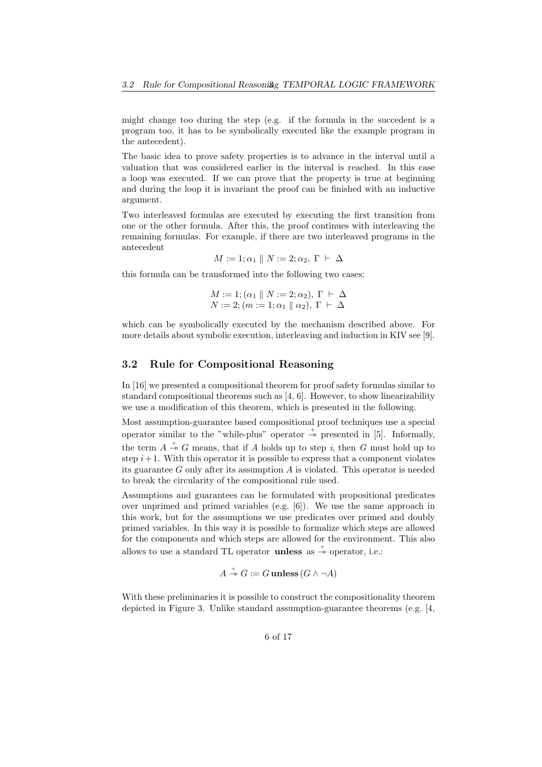might change too during the step (e.g. if the formula in the succedent is a program too, it has to be symbolically executed like the example program in the antecedent).

The basic idea to prove safety properties is to advance in the interval until a valuation that was considered earlier in the interval is reached. In this case a loop was executed. If we can prove that the property is true at beginning and during the loop it is invariant the proof can be finished with an inductive argument.

Two interleaved formulas are executed by executing the first transition from one or the other formula. After this, the proof continues with interleaving the remaining formulas. For example, if there are two interleaved programs in the antecedent

$$M := 1; \alpha_1 \parallel N := 2; \alpha_2,\ \Gamma \vdash \Delta$$

this formula can be transformed into the following two cases:

$$M := 1; (\alpha_1 \parallel N := 2; \alpha_2),\ \Gamma \vdash \Delta$$
$$N := 2; (m := 1; \alpha_1 \parallel \alpha_2),\ \Gamma \vdash \Delta$$

which can be symbolically executed by the mechanism described above. For more details about symbolic execution, interleaving and induction in KIV see [9].

## 3.2 Rule for Compositional Reasoning

In [16] we presented a compositional theorem for proof safety formulas similar to standard compositional theorems such as [4, 6]. However, to show linearizability we use a modification of this theorem, which is presented in the following.

Most assumption-guarantee based compositional proof techniques use a special operator similar to the "while-plus" operator $\overset{+}{\rightarrow}$ presented in [5]. Informally, the term $A \overset{+}{\rightarrow} G$ means, that if $A$ holds up to step $i$, then $G$ must hold up to step $i+1$. With this operator it is possible to express that a component violates its guarantee $G$ only after its assumption $A$ is violated. This operator is needed to break the circularity of the compositional rule used.

Assumptions and guarantees can be formulated with propositional predicates over unprimed and primed variables (e.g. [6]). We use the same approach in this work, but for the assumptions we use predicates over primed and doubly primed variables. In this way it is possible to formalize which steps are allowed for the components and which steps are allowed for the environment. This also allows to use a standard TL operator **unless** as $\overset{+}{\rightarrow}$ operator, i.e.:

$$A \overset{+}{\rightarrow} G := G\,\textbf{unless}\,(G \wedge \neg A)$$

With these preliminaries it is possible to construct the compositionality theorem depicted in Figure 3. Unlike standard assumption-guarantee theorems (e.g. [4,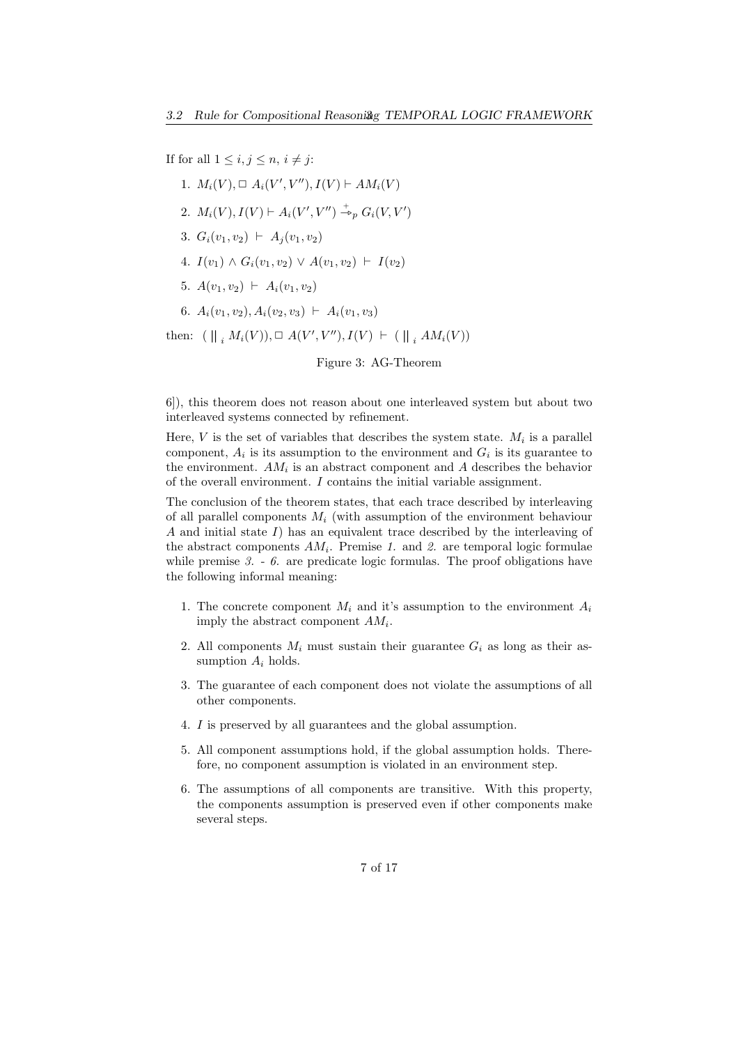If for all $1 \leq i, j \leq n$, $i \neq j$:

1. $M_i(V), \Box\ A_i(V', V''), I(V) \vdash AM_i(V)$
2. $M_i(V), I(V) \vdash A_i(V', V'') \overset{+}{\rightarrow}_p G_i(V, V')$
3. $G_i(v_1, v_2)\ \vdash\ A_j(v_1, v_2)$
4. $I(v_1) \wedge G_i(v_1, v_2) \vee A(v_1, v_2)\ \vdash\ I(v_2)$
5. $A(v_1, v_2)\ \vdash\ A_i(v_1, v_2)$
6. $A_i(v_1, v_2), A_i(v_2, v_3)\ \vdash\ A_i(v_1, v_3)$

then: $(\ \|_{\ i}\ M_i(V)), \Box\ A(V', V''), I(V)\ \vdash\ (\ \|_{\ i}\ AM_i(V))$

Figure 3: AG-Theorem

6]), this theorem does not reason about one interleaved system but about two interleaved systems connected by refinement.

Here, $V$ is the set of variables that describes the system state. $M_i$ is a parallel component, $A_i$ is its assumption to the environment and $G_i$ is its guarantee to the environment. $AM_i$ is an abstract component and $A$ describes the behavior of the overall environment. $I$ contains the initial variable assignment.

The conclusion of the theorem states, that each trace described by interleaving of all parallel components $M_i$ (with assumption of the environment behaviour $A$ and initial state $I$) has an equivalent trace described by the interleaving of the abstract components $AM_i$. Premise *1.* and *2.* are temporal logic formulae while premise *3. - 6.* are predicate logic formulas. The proof obligations have the following informal meaning:

1. The concrete component $M_i$ and it's assumption to the environment $A_i$ imply the abstract component $AM_i$.
2. All components $M_i$ must sustain their guarantee $G_i$ as long as their assumption $A_i$ holds.
3. The guarantee of each component does not violate the assumptions of all other components.
4. $I$ is preserved by all guarantees and the global assumption.
5. All component assumptions hold, if the global assumption holds. Therefore, no component assumption is violated in an environment step.
6. The assumptions of all components are transitive. With this property, the components assumption is preserved even if other components make several steps.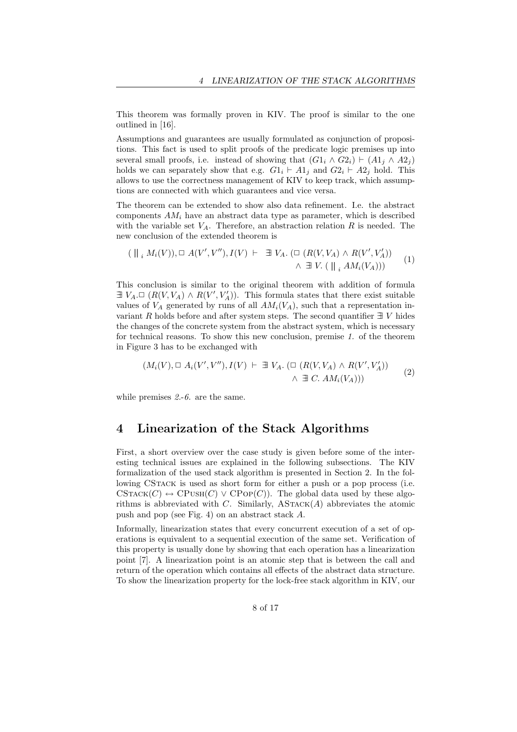This theorem was formally proven in KIV. The proof is similar to the one outlined in [16].

Assumptions and guarantees are usually formulated as conjunction of propositions. This fact is used to split proofs of the predicate logic premises up into several small proofs, i.e. instead of showing that $(G1_i \wedge G2_i) \vdash (A1_j \wedge A2_j)$ holds we can separately show that e.g. $G1_i \vdash A1_j$ and $G2_i \vdash A2_j$ hold. This allows to use the correctness management of KIV to keep track, which assumptions are connected with which guarantees and vice versa.

The theorem can be extended to show also data refinement. I.e. the abstract components $AM_i$ have an abstract data type as parameter, which is described with the variable set $V_A$. Therefore, an abstraction relation $R$ is needed. The new conclusion of the extended theorem is

$$(\, \|_i \, M_i(V)), \Box \, A(V', V''), I(V) \;\vdash\; \exists \, V_A. \, (\Box \, (R(V, V_A) \wedge R(V', V_A')) \wedge \exists \, V. \, (\, \|_i \, AM_i(V_A))) \quad (1)$$

This conclusion is similar to the original theorem with addition of formula $\exists \, V_A. \Box \, (R(V, V_A) \wedge R(V', V_A'))$. This formula states that there exist suitable values of $V_A$ generated by runs of all $AM_i(V_A)$, such that a representation invariant $R$ holds before and after system steps. The second quantifier $\exists \, V$ hides the changes of the concrete system from the abstract system, which is necessary for technical reasons. To show this new conclusion, premise *1.* of the theorem in Figure 3 has to be exchanged with

$$(M_i(V), \Box \, A_i(V', V''), I(V) \;\vdash\; \exists \, V_A. \, (\Box \, (R(V, V_A) \wedge R(V', V_A')) \wedge \exists \, C. \, AM_i(V_A))) \quad (2)$$

while premises *2.-6.* are the same.

# 4 Linearization of the Stack Algorithms

First, a short overview over the case study is given before some of the interesting technical issues are explained in the following subsections. The KIV formalization of the used stack algorithm is presented in Section 2. In the following CStack is used as short form for either a push or a pop process (i.e. $\text{CStack}(C) \leftrightarrow \text{CPush}(C) \vee \text{CPop}(C)$). The global data used by these algorithms is abbreviated with $C$. Similarly, $\text{AStack}(A)$ abbreviates the atomic push and pop (see Fig. 4) on an abstract stack $A$.

Informally, linearization states that every concurrent execution of a set of operations is equivalent to a sequential execution of the same set. Verification of this property is usually done by showing that each operation has a linearization point [7]. A linearization point is an atomic step that is between the call and return of the operation which contains all effects of the abstract data structure. To show the linearization property for the lock-free stack algorithm in KIV, our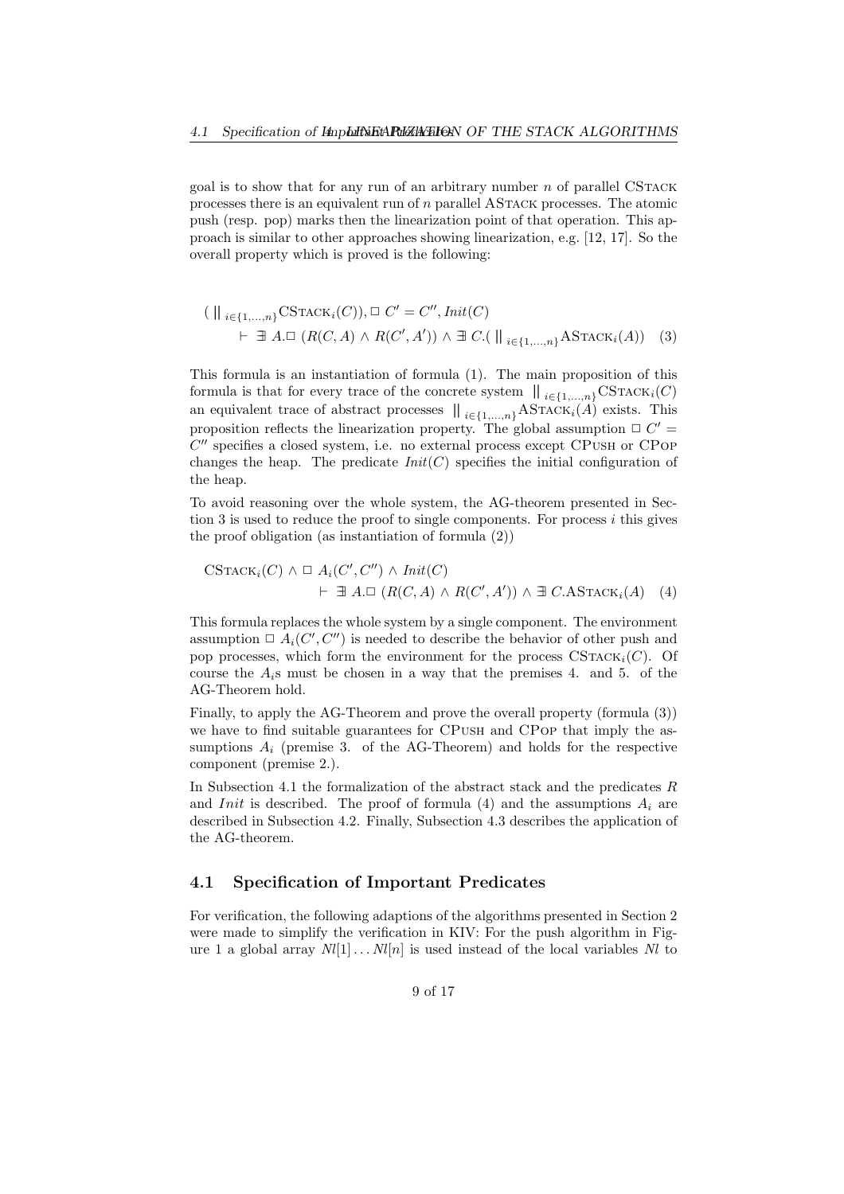goal is to show that for any run of an arbitrary number $n$ of parallel CStack processes there is an equivalent run of $n$ parallel AStack processes. The atomic push (resp. pop) marks then the linearization point of that operation. This approach is similar to other approaches showing linearization, e.g. [12, 17]. So the overall property which is proved is the following:

$$
\begin{aligned}
&( \|_{i\in\{1,\ldots,n\}} \textsc{CStack}_i(C)), \Box\, C' = C'', \mathit{Init}(C) \\
&\qquad \vdash\ \exists\, A.\Box\ (R(C,A) \wedge R(C',A')) \wedge \exists\, C.( \|_{i\in\{1,\ldots,n\}} \textsc{AStack}_i(A)) \quad (3)
\end{aligned}
$$

This formula is an instantiation of formula (1). The main proposition of this formula is that for every trace of the concrete system $\|_{i\in\{1,\ldots,n\}} \textsc{CStack}_i(C)$ an equivalent trace of abstract processes $\|_{i\in\{1,\ldots,n\}} \textsc{AStack}_i(A)$ exists. This proposition reflects the linearization property. The global assumption $\Box\, C' = C''$ specifies a closed system, i.e. no external process except CPush or CPop changes the heap. The predicate $\mathit{Init}(C)$ specifies the initial configuration of the heap.

To avoid reasoning over the whole system, the AG-theorem presented in Section 3 is used to reduce the proof to single components. For process $i$ this gives the proof obligation (as instantiation of formula (2))

$$
\begin{aligned}
&\textsc{CStack}_i(C) \wedge \Box\, A_i(C', C'') \wedge \mathit{Init}(C) \\
&\qquad\qquad \vdash\ \exists\, A.\Box\ (R(C,A) \wedge R(C',A')) \wedge \exists\, C.\textsc{AStack}_i(A) \quad (4)
\end{aligned}
$$

This formula replaces the whole system by a single component. The environment assumption $\Box\, A_i(C', C'')$ is needed to describe the behavior of other push and pop processes, which form the environment for the process $\textsc{CStack}_i(C)$. Of course the $A_i$s must be chosen in a way that the premises 4. and 5. of the AG-Theorem hold.

Finally, to apply the AG-Theorem and prove the overall property (formula (3)) we have to find suitable guarantees for CPush and CPop that imply the assumptions $A_i$ (premise 3. of the AG-Theorem) and holds for the respective component (premise 2.).

In Subsection 4.1 the formalization of the abstract stack and the predicates $R$ and $\mathit{Init}$ is described. The proof of formula (4) and the assumptions $A_i$ are described in Subsection 4.2. Finally, Subsection 4.3 describes the application of the AG-theorem.

## 4.1 Specification of Important Predicates

For verification, the following adaptions of the algorithms presented in Section 2 were made to simplify the verification in KIV: For the push algorithm in Figure 1 a global array $Nl[1] \ldots Nl[n]$ is used instead of the local variables $Nl$ to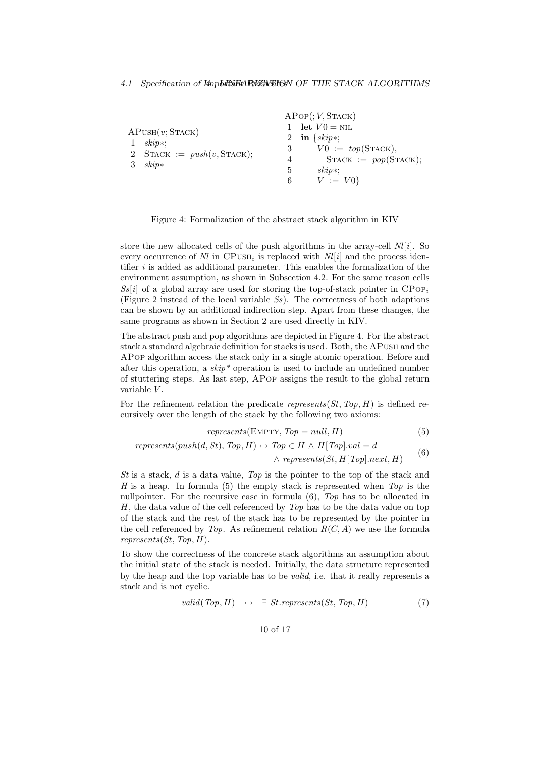```
APush(v; Stack)
1  skip*;
2  Stack := push(v, Stack);
3  skip*
```

```
APop(; V, Stack)
1  let V0 = nil
2  in {skip*;
3      V0 := top(Stack),
4        Stack := pop(Stack);
5      skip*;
6      V := V0}
```

Figure 4: Formalization of the abstract stack algorithm in KIV

store the new allocated cells of the push algorithms in the array-cell $Nl[i]$. So every occurrence of $Nl$ in $\text{CPush}_i$ is replaced with $Nl[i]$ and the process identifier $i$ is added as additional parameter. This enables the formalization of the environment assumption, as shown in Subsection 4.2. For the same reason cells $Ss[i]$ of a global array are used for storing the top-of-stack pointer in $\text{CPop}_i$ (Figure 2 instead of the local variable $Ss$). The correctness of both adaptions can be shown by an additional indirection step. Apart from these changes, the same programs as shown in Section 2 are used directly in KIV.

The abstract push and pop algorithms are depicted in Figure 4. For the abstract stack a standard algebraic definition for stacks is used. Both, the APush and the APop algorithm access the stack only in a single atomic operation. Before and after this operation, a *skip\** operation is used to include an undefined number of stuttering steps. As last step, APop assigns the result to the global return variable $V$.

For the refinement relation the predicate $represents(St, Top, H)$ is defined recursively over the length of the stack by the following two axioms:

$$represents(\text{Empty}, Top = null, H) \tag{5}$$

$$represents(push(d, St), Top, H) \leftrightarrow Top \in H \wedge H[Top].val = d \wedge represents(St, H[Top].next, H) \tag{6}$$

$St$ is a stack, $d$ is a data value, $Top$ is the pointer to the top of the stack and $H$ is a heap. In formula (5) the empty stack is represented when $Top$ is the nullpointer. For the recursive case in formula (6), $Top$ has to be allocated in $H$, the data value of the cell referenced by $Top$ has to be the data value on top of the stack and the rest of the stack has to be represented by the pointer in the cell referenced by $Top$. As refinement relation $R(C, A)$ we use the formula $represents(St, Top, H)$.

To show the correctness of the concrete stack algorithms an assumption about the initial state of the stack is needed. Initially, the data structure represented by the heap and the top variable has to be *valid*, i.e. that it really represents a stack and is not cyclic.

$$valid(Top, H) \quad \leftrightarrow \quad \exists\, St.represents(St, Top, H) \tag{7}$$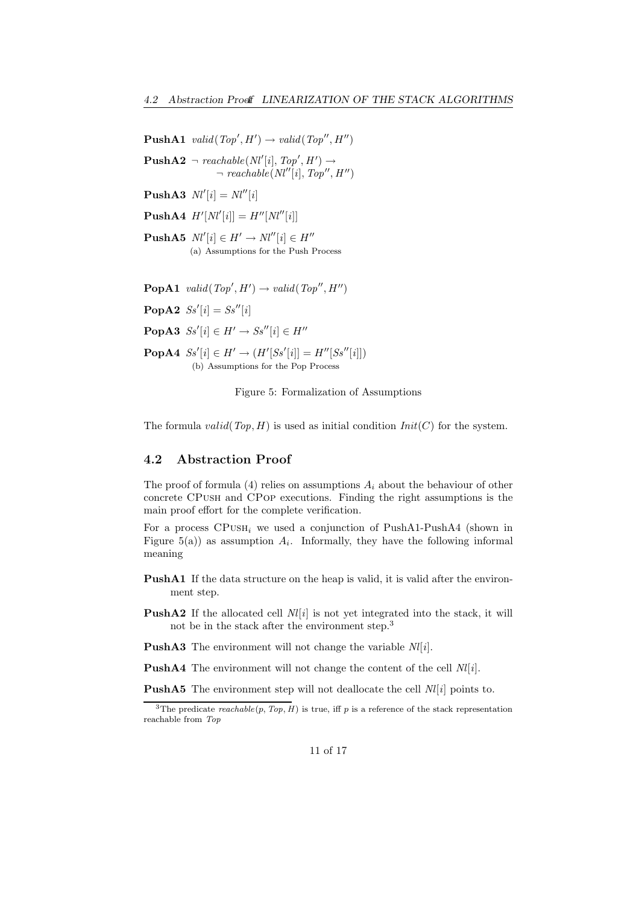**PushA1** $valid(Top', H') \rightarrow valid(Top'', H'')$

**PushA2** $\neg\ reachable(Nl'[i], Top', H') \rightarrow$
$\neg\ reachable(Nl''[i], Top'', H'')$

**PushA3** $Nl'[i] = Nl''[i]$

**PushA4** $H'[Nl'[i]] = H''[Nl''[i]]$

**PushA5** $Nl'[i] \in H' \rightarrow Nl''[i] \in H''$

(a) Assumptions for the Push Process

**PopA1** $valid(Top', H') \rightarrow valid(Top'', H'')$

**PopA2** $Ss'[i] = Ss''[i]$

**PopA3** $Ss'[i] \in H' \rightarrow Ss''[i] \in H''$

**PopA4** $Ss'[i] \in H' \rightarrow (H'[Ss'[i]] = H''[Ss''[i]])$

(b) Assumptions for the Pop Process

Figure 5: Formalization of Assumptions

The formula $valid(Top, H)$ is used as initial condition $Init(C)$ for the system.

## 4.2 Abstraction Proof

The proof of formula (4) relies on assumptions $A_i$ about the behaviour of other concrete CPush and CPop executions. Finding the right assumptions is the main proof effort for the complete verification.

For a process $\text{CPush}_i$ we used a conjunction of PushA1-PushA4 (shown in Figure 5(a)) as assumption $A_i$. Informally, they have the following informal meaning

**PushA1** If the data structure on the heap is valid, it is valid after the environment step.

**PushA2** If the allocated cell $Nl[i]$ is not yet integrated into the stack, it will not be in the stack after the environment step.[3]

**PushA3** The environment will not change the variable $Nl[i]$.

**PushA4** The environment will not change the content of the cell $Nl[i]$.

**PushA5** The environment step will not deallocate the cell $Nl[i]$ points to.

[3] The predicate $reachable(p, Top, H)$ is true, iff $p$ is a reference of the stack representation reachable from $Top$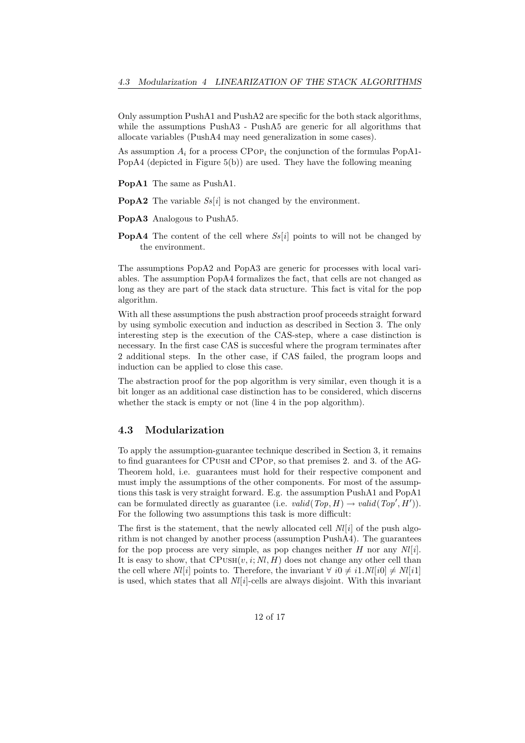Only assumption PushA1 and PushA2 are specific for the both stack algorithms, while the assumptions PushA3 - PushA5 are generic for all algorithms that allocate variables (PushA4 may need generalization in some cases).

As assumption $A_i$ for a process CPOP$_i$ the conjunction of the formulas PopA1-PopA4 (depicted in Figure 5(b)) are used. They have the following meaning

**PopA1** The same as PushA1.

**PopA2** The variable $Ss[i]$ is not changed by the environment.

**PopA3** Analogous to PushA5.

**PopA4** The content of the cell where $Ss[i]$ points to will not be changed by the environment.

The assumptions PopA2 and PopA3 are generic for processes with local variables. The assumption PopA4 formalizes the fact, that cells are not changed as long as they are part of the stack data structure. This fact is vital for the pop algorithm.

With all these assumptions the push abstraction proof proceeds straight forward by using symbolic execution and induction as described in Section 3. The only interesting step is the execution of the CAS-step, where a case distinction is necessary. In the first case CAS is succesful where the program terminates after 2 additional steps. In the other case, if CAS failed, the program loops and induction can be applied to close this case.

The abstraction proof for the pop algorithm is very similar, even though it is a bit longer as an additional case distinction has to be considered, which discerns whether the stack is empty or not (line 4 in the pop algorithm).

## 4.3 Modularization

To apply the assumption-guarantee technique described in Section 3, it remains to find guarantees for CPUSH and CPOP, so that premises 2. and 3. of the AG-Theorem hold, i.e. guarantees must hold for their respective component and must imply the assumptions of the other components. For most of the assumptions this task is very straight forward. E.g. the assumption PushA1 and PopA1 can be formulated directly as guarantee (i.e. $valid(Top, H) \rightarrow valid(Top', H')$). For the following two assumptions this task is more difficult:

The first is the statement, that the newly allocated cell $Nl[i]$ of the push algorithm is not changed by another process (assumption PushA4). The guarantees for the pop process are very simple, as pop changes neither $H$ nor any $Nl[i]$. It is easy to show, that CPUSH$(v, i; Nl, H)$ does not change any other cell than the cell where $Nl[i]$ points to. Therefore, the invariant $\forall\ i0 \neq i1. Nl[i0] \neq Nl[i1]$ is used, which states that all $Nl[i]$-cells are always disjoint. With this invariant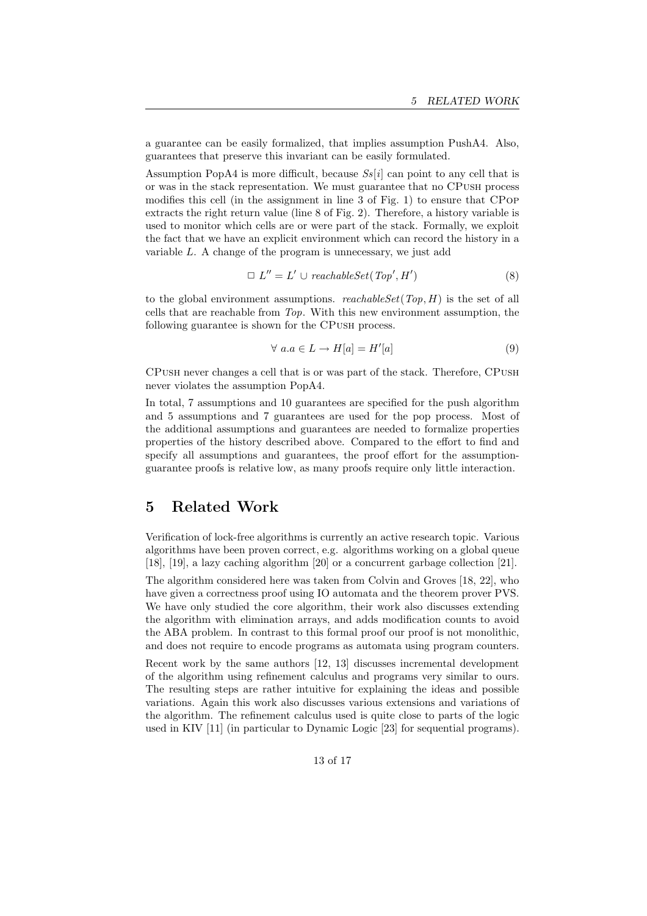a guarantee can be easily formalized, that implies assumption PushA4. Also, guarantees that preserve this invariant can be easily formulated.

Assumption PopA4 is more difficult, because $Ss[i]$ can point to any cell that is or was in the stack representation. We must guarantee that no CPush process modifies this cell (in the assignment in line 3 of Fig. 1) to ensure that CPop extracts the right return value (line 8 of Fig. 2). Therefore, a history variable is used to monitor which cells are or were part of the stack. Formally, we exploit the fact that we have an explicit environment which can record the history in a variable $L$. A change of the program is unnecessary, we just add

$$\Box\ L'' = L' \cup \mathit{reachableSet}(\mathit{Top}', H') \tag{8}$$

to the global environment assumptions. $\mathit{reachableSet}(\mathit{Top}, H)$ is the set of all cells that are reachable from $\mathit{Top}$. With this new environment assumption, the following guarantee is shown for the CPush process.

$$\forall\ a.a \in L \rightarrow H[a] = H'[a] \tag{9}$$

CPush never changes a cell that is or was part of the stack. Therefore, CPush never violates the assumption PopA4.

In total, 7 assumptions and 10 guarantees are specified for the push algorithm and 5 assumptions and 7 guarantees are used for the pop process. Most of the additional assumptions and guarantees are needed to formalize properties properties of the history described above. Compared to the effort to find and specify all assumptions and guarantees, the proof effort for the assumption-guarantee proofs is relative low, as many proofs require only little interaction.

# 5 Related Work

Verification of lock-free algorithms is currently an active research topic. Various algorithms have been proven correct, e.g. algorithms working on a global queue [18], [19], a lazy caching algorithm [20] or a concurrent garbage collection [21].

The algorithm considered here was taken from Colvin and Groves [18, 22], who have given a correctness proof using IO automata and the theorem prover PVS. We have only studied the core algorithm, their work also discusses extending the algorithm with elimination arrays, and adds modification counts to avoid the ABA problem. In contrast to this formal proof our proof is not monolithic, and does not require to encode programs as automata using program counters.

Recent work by the same authors [12, 13] discusses incremental development of the algorithm using refinement calculus and programs very similar to ours. The resulting steps are rather intuitive for explaining the ideas and possible variations. Again this work also discusses various extensions and variations of the algorithm. The refinement calculus used is quite close to parts of the logic used in KIV [11] (in particular to Dynamic Logic [23] for sequential programs).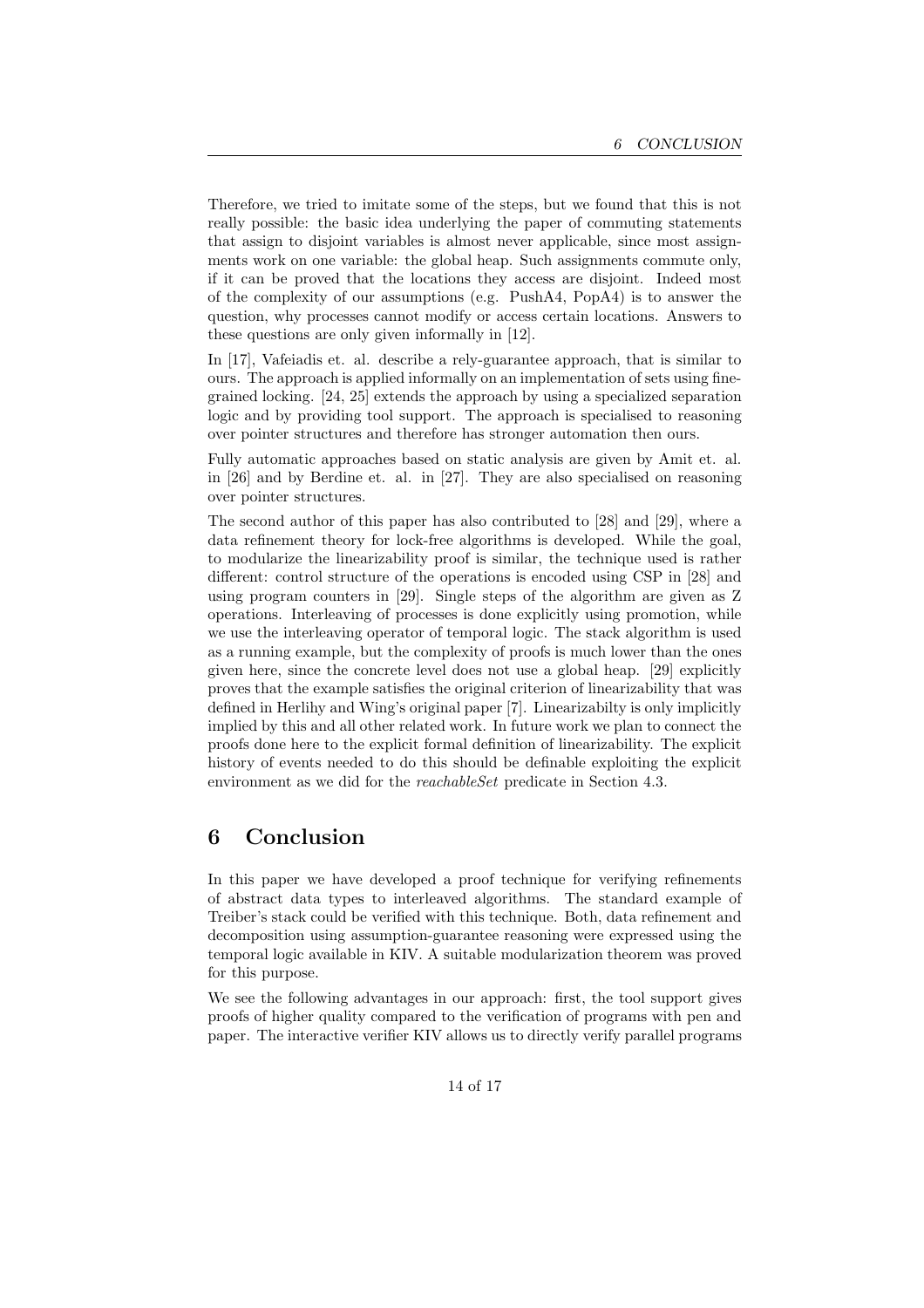Therefore, we tried to imitate some of the steps, but we found that this is not really possible: the basic idea underlying the paper of commuting statements that assign to disjoint variables is almost never applicable, since most assignments work on one variable: the global heap. Such assignments commute only, if it can be proved that the locations they access are disjoint. Indeed most of the complexity of our assumptions (e.g. PushA4, PopA4) is to answer the question, why processes cannot modify or access certain locations. Answers to these questions are only given informally in [12].

In [17], Vafeiadis et. al. describe a rely-guarantee approach, that is similar to ours. The approach is applied informally on an implementation of sets using fine-grained locking. [24, 25] extends the approach by using a specialized separation logic and by providing tool support. The approach is specialised to reasoning over pointer structures and therefore has stronger automation then ours.

Fully automatic approaches based on static analysis are given by Amit et. al. in [26] and by Berdine et. al. in [27]. They are also specialised on reasoning over pointer structures.

The second author of this paper has also contributed to [28] and [29], where a data refinement theory for lock-free algorithms is developed. While the goal, to modularize the linearizability proof is similar, the technique used is rather different: control structure of the operations is encoded using CSP in [28] and using program counters in [29]. Single steps of the algorithm are given as Z operations. Interleaving of processes is done explicitly using promotion, while we use the interleaving operator of temporal logic. The stack algorithm is used as a running example, but the complexity of proofs is much lower than the ones given here, since the concrete level does not use a global heap. [29] explicitly proves that the example satisfies the original criterion of linearizability that was defined in Herlihy and Wing's original paper [7]. Linearizabilty is only implicitly implied by this and all other related work. In future work we plan to connect the proofs done here to the explicit formal definition of linearizability. The explicit history of events needed to do this should be definable exploiting the explicit environment as we did for the *reachableSet* predicate in Section 4.3.

# 6 Conclusion

In this paper we have developed a proof technique for verifying refinements of abstract data types to interleaved algorithms. The standard example of Treiber's stack could be verified with this technique. Both, data refinement and decomposition using assumption-guarantee reasoning were expressed using the temporal logic available in KIV. A suitable modularization theorem was proved for this purpose.

We see the following advantages in our approach: first, the tool support gives proofs of higher quality compared to the verification of programs with pen and paper. The interactive verifier KIV allows us to directly verify parallel programs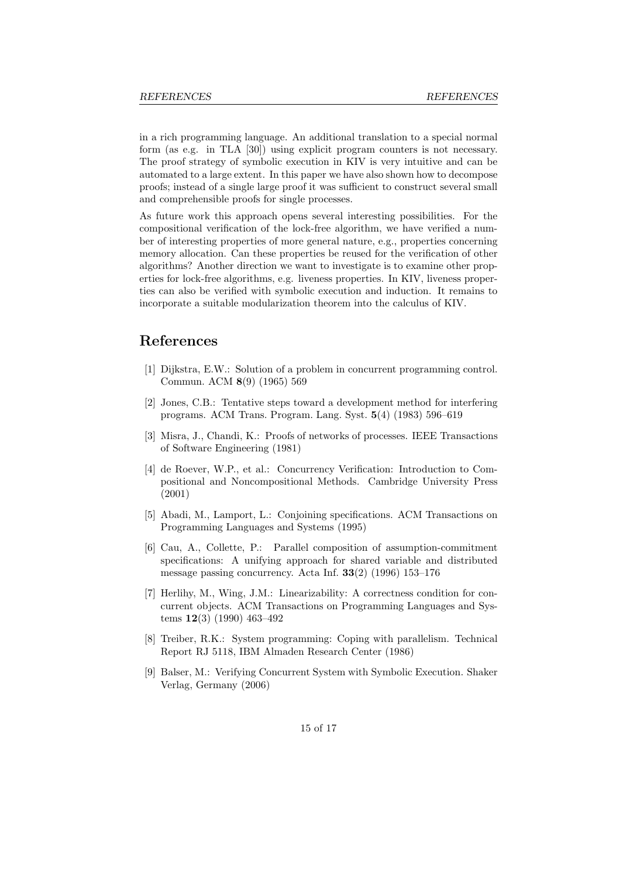in a rich programming language. An additional translation to a special normal form (as e.g. in TLA [30]) using explicit program counters is not necessary. The proof strategy of symbolic execution in KIV is very intuitive and can be automated to a large extent. In this paper we have also shown how to decompose proofs; instead of a single large proof it was sufficient to construct several small and comprehensible proofs for single processes.

As future work this approach opens several interesting possibilities. For the compositional verification of the lock-free algorithm, we have verified a number of interesting properties of more general nature, e.g., properties concerning memory allocation. Can these properties be reused for the verification of other algorithms? Another direction we want to investigate is to examine other properties for lock-free algorithms, e.g. liveness properties. In KIV, liveness properties can also be verified with symbolic execution and induction. It remains to incorporate a suitable modularization theorem into the calculus of KIV.

## References

[1] Dijkstra, E.W.: Solution of a problem in concurrent programming control. Commun. ACM **8**(9) (1965) 569

[2] Jones, C.B.: Tentative steps toward a development method for interfering programs. ACM Trans. Program. Lang. Syst. **5**(4) (1983) 596–619

[3] Misra, J., Chandi, K.: Proofs of networks of processes. IEEE Transactions of Software Engineering (1981)

[4] de Roever, W.P., et al.: Concurrency Verification: Introduction to Compositional and Noncompositional Methods. Cambridge University Press (2001)

[5] Abadi, M., Lamport, L.: Conjoining specifications. ACM Transactions on Programming Languages and Systems (1995)

[6] Cau, A., Collette, P.: Parallel composition of assumption-commitment specifications: A unifying approach for shared variable and distributed message passing concurrency. Acta Inf. **33**(2) (1996) 153–176

[7] Herlihy, M., Wing, J.M.: Linearizability: A correctness condition for concurrent objects. ACM Transactions on Programming Languages and Systems **12**(3) (1990) 463–492

[8] Treiber, R.K.: System programming: Coping with parallelism. Technical Report RJ 5118, IBM Almaden Research Center (1986)

[9] Balser, M.: Verifying Concurrent System with Symbolic Execution. Shaker Verlag, Germany (2006)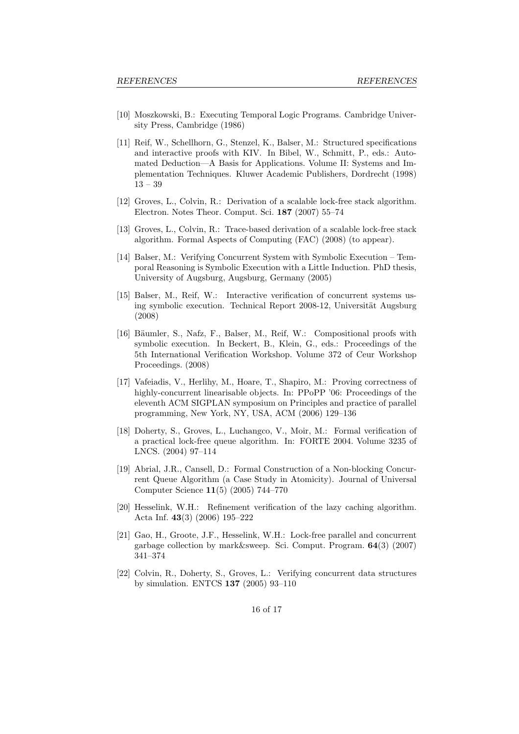[10] Moszkowski, B.: Executing Temporal Logic Programs. Cambridge University Press, Cambridge (1986)

[11] Reif, W., Schellhorn, G., Stenzel, K., Balser, M.: Structured specifications and interactive proofs with KIV. In Bibel, W., Schmitt, P., eds.: Automated Deduction—A Basis for Applications. Volume II: Systems and Implementation Techniques. Kluwer Academic Publishers, Dordrecht (1998) 13 – 39

[12] Groves, L., Colvin, R.: Derivation of a scalable lock-free stack algorithm. Electron. Notes Theor. Comput. Sci. **187** (2007) 55–74

[13] Groves, L., Colvin, R.: Trace-based derivation of a scalable lock-free stack algorithm. Formal Aspects of Computing (FAC) (2008) (to appear).

[14] Balser, M.: Verifying Concurrent System with Symbolic Execution – Temporal Reasoning is Symbolic Execution with a Little Induction. PhD thesis, University of Augsburg, Augsburg, Germany (2005)

[15] Balser, M., Reif, W.: Interactive verification of concurrent systems using symbolic execution. Technical Report 2008-12, Universität Augsburg (2008)

[16] Bäumler, S., Nafz, F., Balser, M., Reif, W.: Compositional proofs with symbolic execution. In Beckert, B., Klein, G., eds.: Proceedings of the 5th International Verification Workshop. Volume 372 of Ceur Workshop Proceedings. (2008)

[17] Vafeiadis, V., Herlihy, M., Hoare, T., Shapiro, M.: Proving correctness of highly-concurrent linearisable objects. In: PPoPP '06: Proceedings of the eleventh ACM SIGPLAN symposium on Principles and practice of parallel programming, New York, NY, USA, ACM (2006) 129–136

[18] Doherty, S., Groves, L., Luchangco, V., Moir, M.: Formal verification of a practical lock-free queue algorithm. In: FORTE 2004. Volume 3235 of LNCS. (2004) 97–114

[19] Abrial, J.R., Cansell, D.: Formal Construction of a Non-blocking Concurrent Queue Algorithm (a Case Study in Atomicity). Journal of Universal Computer Science **11**(5) (2005) 744–770

[20] Hesselink, W.H.: Refinement verification of the lazy caching algorithm. Acta Inf. **43**(3) (2006) 195–222

[21] Gao, H., Groote, J.F., Hesselink, W.H.: Lock-free parallel and concurrent garbage collection by mark&sweep. Sci. Comput. Program. **64**(3) (2007) 341–374

[22] Colvin, R., Doherty, S., Groves, L.: Verifying concurrent data structures by simulation. ENTCS **137** (2005) 93–110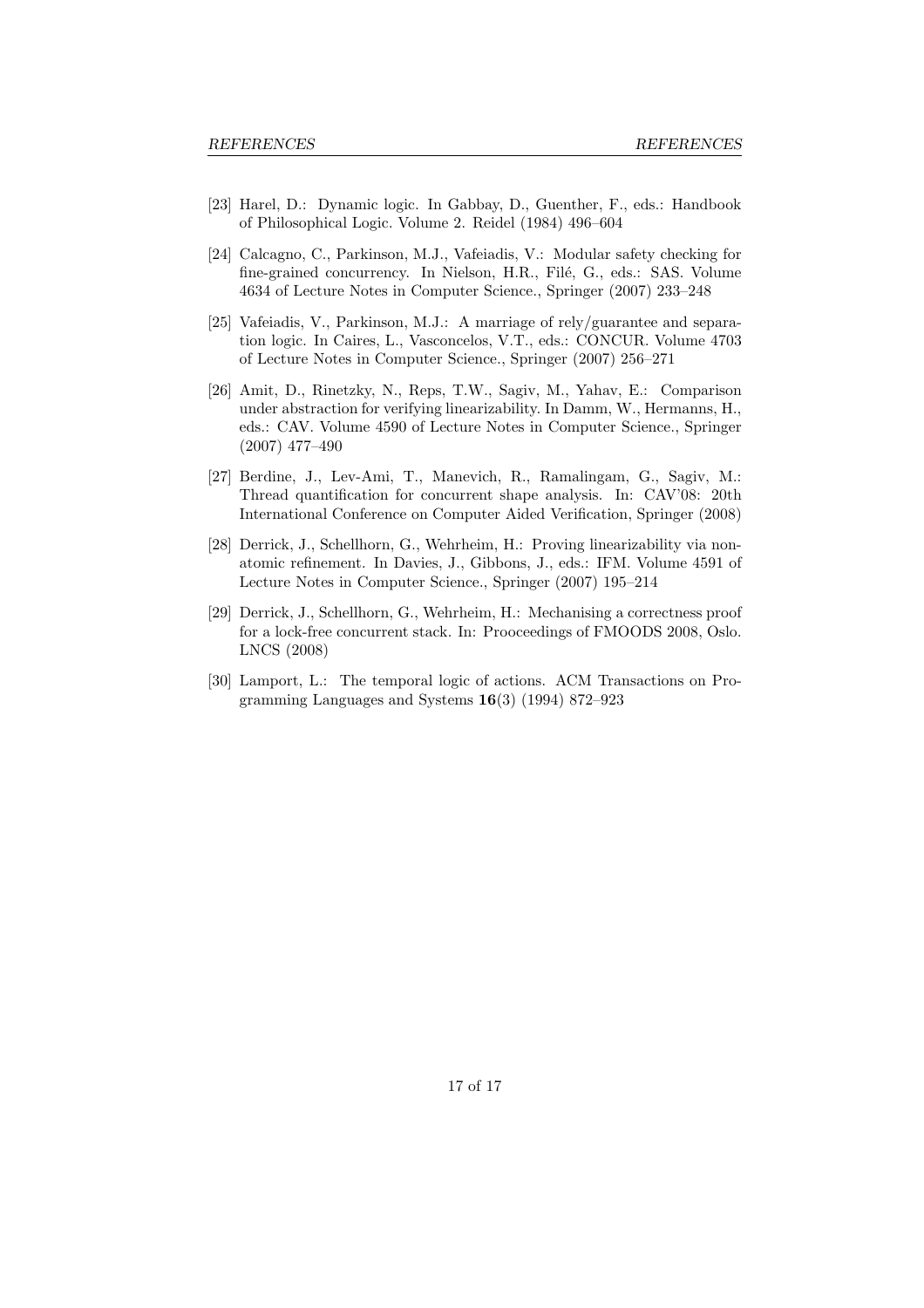[23] Harel, D.: Dynamic logic. In Gabbay, D., Guenther, F., eds.: Handbook of Philosophical Logic. Volume 2. Reidel (1984) 496–604

[24] Calcagno, C., Parkinson, M.J., Vafeiadis, V.: Modular safety checking for fine-grained concurrency. In Nielson, H.R., Filé, G., eds.: SAS. Volume 4634 of Lecture Notes in Computer Science., Springer (2007) 233–248

[25] Vafeiadis, V., Parkinson, M.J.: A marriage of rely/guarantee and separation logic. In Caires, L., Vasconcelos, V.T., eds.: CONCUR. Volume 4703 of Lecture Notes in Computer Science., Springer (2007) 256–271

[26] Amit, D., Rinetzky, N., Reps, T.W., Sagiv, M., Yahav, E.: Comparison under abstraction for verifying linearizability. In Damm, W., Hermanns, H., eds.: CAV. Volume 4590 of Lecture Notes in Computer Science., Springer (2007) 477–490

[27] Berdine, J., Lev-Ami, T., Manevich, R., Ramalingam, G., Sagiv, M.: Thread quantification for concurrent shape analysis. In: CAV'08: 20th International Conference on Computer Aided Verification, Springer (2008)

[28] Derrick, J., Schellhorn, G., Wehrheim, H.: Proving linearizability via non-atomic refinement. In Davies, J., Gibbons, J., eds.: IFM. Volume 4591 of Lecture Notes in Computer Science., Springer (2007) 195–214

[29] Derrick, J., Schellhorn, G., Wehrheim, H.: Mechanising a correctness proof for a lock-free concurrent stack. In: Prooceedings of FMOODS 2008, Oslo. LNCS (2008)

[30] Lamport, L.: The temporal logic of actions. ACM Transactions on Programming Languages and Systems **16**(3) (1994) 872–923